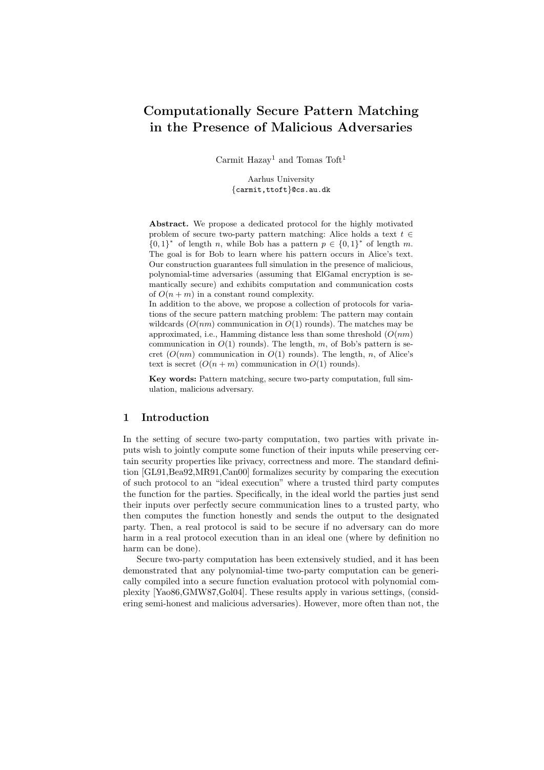# Computationally Secure Pattern Matching in the Presence of Malicious Adversaries

Carmit Hazay[1] and Tomas Toft[1]

Aarhus University
{carmit,ttoft}@cs.au.dk

**Abstract.** We propose a dedicated protocol for the highly motivated problem of secure two-party pattern matching: Alice holds a text $t \in \{0,1\}^*$ of length $n$, while Bob has a pattern $p \in \{0,1\}^*$ of length $m$. The goal is for Bob to learn where his pattern occurs in Alice's text. Our construction guarantees full simulation in the presence of malicious, polynomial-time adversaries (assuming that ElGamal encryption is semantically secure) and exhibits computation and communication costs of $O(n+m)$ in a constant round complexity.

In addition to the above, we propose a collection of protocols for variations of the secure pattern matching problem: The pattern may contain wildcards ($O(nm)$ communication in $O(1)$ rounds). The matches may be approximated, i.e., Hamming distance less than some threshold ($O(nm)$ communication in $O(1)$ rounds). The length, $m$, of Bob's pattern is secret ($O(nm)$ communication in $O(1)$ rounds). The length, $n$, of Alice's text is secret ($O(n+m)$ communication in $O(1)$ rounds).

**Key words:** Pattern matching, secure two-party computation, full simulation, malicious adversary.

## 1 Introduction

In the setting of secure two-party computation, two parties with private inputs wish to jointly compute some function of their inputs while preserving certain security properties like privacy, correctness and more. The standard definition [GL91,Bea92,MR91,Can00] formalizes security by comparing the execution of such protocol to an "ideal execution" where a trusted third party computes the function for the parties. Specifically, in the ideal world the parties just send their inputs over perfectly secure communication lines to a trusted party, who then computes the function honestly and sends the output to the designated party. Then, a real protocol is said to be secure if no adversary can do more harm in a real protocol execution than in an ideal one (where by definition no harm can be done).

Secure two-party computation has been extensively studied, and it has been demonstrated that any polynomial-time two-party computation can be generically compiled into a secure function evaluation protocol with polynomial complexity [Yao86,GMW87,Gol04]. These results apply in various settings, (considering semi-honest and malicious adversaries). However, more often than not, the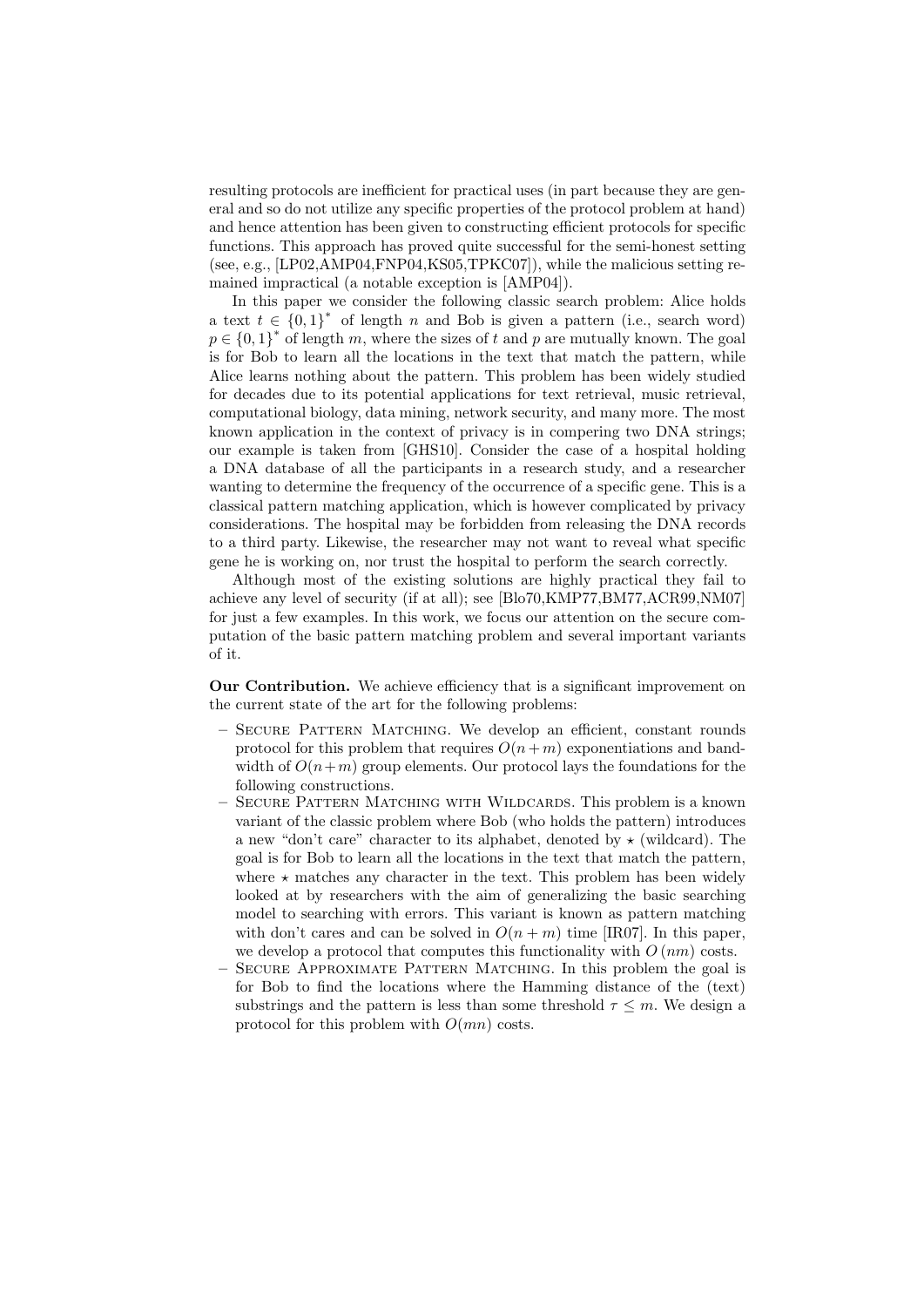resulting protocols are inefficient for practical uses (in part because they are general and so do not utilize any specific properties of the protocol problem at hand) and hence attention has been given to constructing efficient protocols for specific functions. This approach has proved quite successful for the semi-honest setting (see, e.g., [LP02,AMP04,FNP04,KS05,TPKC07]), while the malicious setting remained impractical (a notable exception is [AMP04]).

In this paper we consider the following classic search problem: Alice holds a text $t \in \{0,1\}^*$ of length $n$ and Bob is given a pattern (i.e., search word) $p \in \{0,1\}^*$ of length $m$, where the sizes of $t$ and $p$ are mutually known. The goal is for Bob to learn all the locations in the text that match the pattern, while Alice learns nothing about the pattern. This problem has been widely studied for decades due to its potential applications for text retrieval, music retrieval, computational biology, data mining, network security, and many more. The most known application in the context of privacy is in compering two DNA strings; our example is taken from [GHS10]. Consider the case of a hospital holding a DNA database of all the participants in a research study, and a researcher wanting to determine the frequency of the occurrence of a specific gene. This is a classical pattern matching application, which is however complicated by privacy considerations. The hospital may be forbidden from releasing the DNA records to a third party. Likewise, the researcher may not want to reveal what specific gene he is working on, nor trust the hospital to perform the search correctly.

Although most of the existing solutions are highly practical they fail to achieve any level of security (if at all); see [Blo70,KMP77,BM77,ACR99,NM07] for just a few examples. In this work, we focus our attention on the secure computation of the basic pattern matching problem and several important variants of it.

**Our Contribution.** We achieve efficiency that is a significant improvement on the current state of the art for the following problems:

- Secure Pattern Matching. We develop an efficient, constant rounds protocol for this problem that requires $O(n+m)$ exponentiations and bandwidth of $O(n+m)$ group elements. Our protocol lays the foundations for the following constructions.
- Secure Pattern Matching with Wildcards. This problem is a known variant of the classic problem where Bob (who holds the pattern) introduces a new "don't care" character to its alphabet, denoted by $\star$ (wildcard). The goal is for Bob to learn all the locations in the text that match the pattern, where $\star$ matches any character in the text. This problem has been widely looked at by researchers with the aim of generalizing the basic searching model to searching with errors. This variant is known as pattern matching with don't cares and can be solved in $O(n+m)$ time [IR07]. In this paper, we develop a protocol that computes this functionality with $O(nm)$ costs.
- Secure Approximate Pattern Matching. In this problem the goal is for Bob to find the locations where the Hamming distance of the (text) substrings and the pattern is less than some threshold $\tau \leq m$. We design a protocol for this problem with $O(mn)$ costs.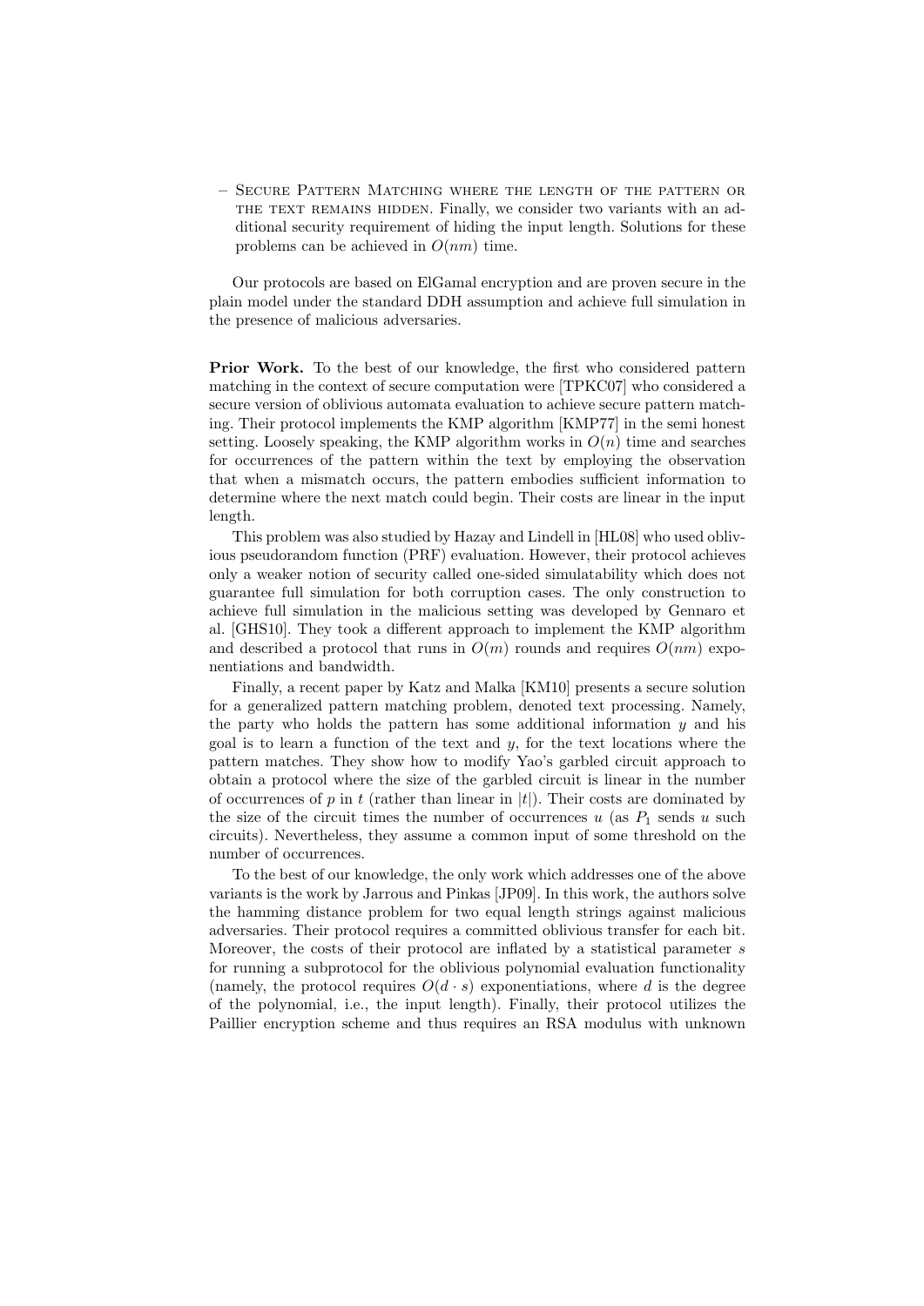– Secure Pattern Matching where the length of the pattern or the text remains hidden. Finally, we consider two variants with an additional security requirement of hiding the input length. Solutions for these problems can be achieved in $O(nm)$ time.

Our protocols are based on ElGamal encryption and are proven secure in the plain model under the standard DDH assumption and achieve full simulation in the presence of malicious adversaries.

**Prior Work.** To the best of our knowledge, the first who considered pattern matching in the context of secure computation were [TPKC07] who considered a secure version of oblivious automata evaluation to achieve secure pattern matching. Their protocol implements the KMP algorithm [KMP77] in the semi honest setting. Loosely speaking, the KMP algorithm works in $O(n)$ time and searches for occurrences of the pattern within the text by employing the observation that when a mismatch occurs, the pattern embodies sufficient information to determine where the next match could begin. Their costs are linear in the input length.

This problem was also studied by Hazay and Lindell in [HL08] who used oblivious pseudorandom function (PRF) evaluation. However, their protocol achieves only a weaker notion of security called one-sided simulatability which does not guarantee full simulation for both corruption cases. The only construction to achieve full simulation in the malicious setting was developed by Gennaro et al. [GHS10]. They took a different approach to implement the KMP algorithm and described a protocol that runs in $O(m)$ rounds and requires $O(nm)$ exponentiations and bandwidth.

Finally, a recent paper by Katz and Malka [KM10] presents a secure solution for a generalized pattern matching problem, denoted text processing. Namely, the party who holds the pattern has some additional information $y$ and his goal is to learn a function of the text and $y$, for the text locations where the pattern matches. They show how to modify Yao's garbled circuit approach to obtain a protocol where the size of the garbled circuit is linear in the number of occurrences of $p$ in $t$ (rather than linear in $|t|$). Their costs are dominated by the size of the circuit times the number of occurrences $u$ (as $P_1$ sends $u$ such circuits). Nevertheless, they assume a common input of some threshold on the number of occurrences.

To the best of our knowledge, the only work which addresses one of the above variants is the work by Jarrous and Pinkas [JP09]. In this work, the authors solve the hamming distance problem for two equal length strings against malicious adversaries. Their protocol requires a committed oblivious transfer for each bit. Moreover, the costs of their protocol are inflated by a statistical parameter $s$ for running a subprotocol for the oblivious polynomial evaluation functionality (namely, the protocol requires $O(d \cdot s)$ exponentiations, where $d$ is the degree of the polynomial, i.e., the input length). Finally, their protocol utilizes the Paillier encryption scheme and thus requires an RSA modulus with unknown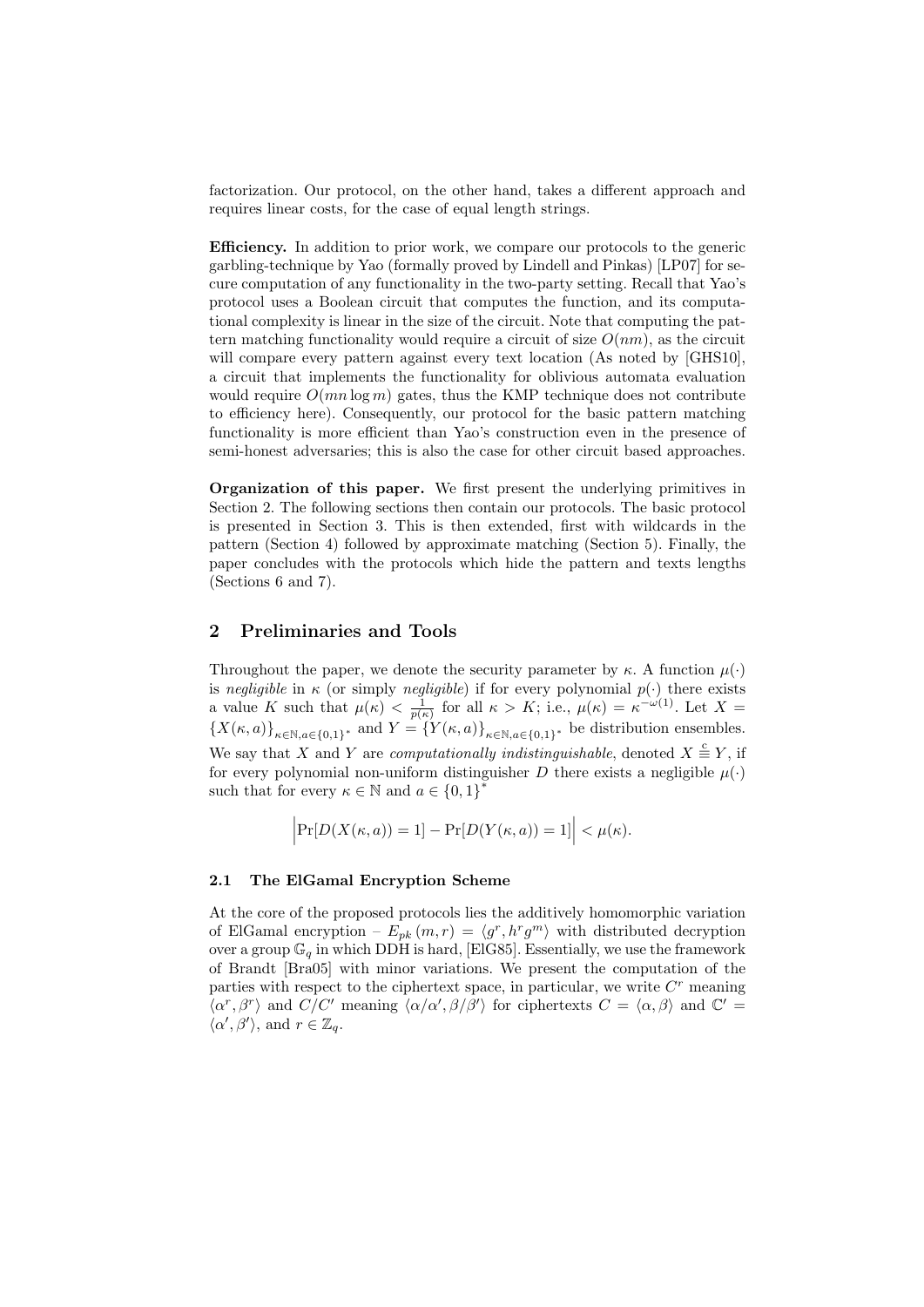factorization. Our protocol, on the other hand, takes a different approach and requires linear costs, for the case of equal length strings.

**Efficiency.** In addition to prior work, we compare our protocols to the generic garbling-technique by Yao (formally proved by Lindell and Pinkas) [LP07] for secure computation of any functionality in the two-party setting. Recall that Yao's protocol uses a Boolean circuit that computes the function, and its computational complexity is linear in the size of the circuit. Note that computing the pattern matching functionality would require a circuit of size $O(nm)$, as the circuit will compare every pattern against every text location (As noted by [GHS10], a circuit that implements the functionality for oblivious automata evaluation would require $O(mn \log m)$ gates, thus the KMP technique does not contribute to efficiency here). Consequently, our protocol for the basic pattern matching functionality is more efficient than Yao's construction even in the presence of semi-honest adversaries; this is also the case for other circuit based approaches.

**Organization of this paper.** We first present the underlying primitives in Section 2. The following sections then contain our protocols. The basic protocol is presented in Section 3. This is then extended, first with wildcards in the pattern (Section 4) followed by approximate matching (Section 5). Finally, the paper concludes with the protocols which hide the pattern and texts lengths (Sections 6 and 7).

## 2 Preliminaries and Tools

Throughout the paper, we denote the security parameter by $\kappa$. A function $\mu(\cdot)$ is *negligible* in $\kappa$ (or simply *negligible*) if for every polynomial $p(\cdot)$ there exists a value $K$ such that $\mu(\kappa) < \frac{1}{p(\kappa)}$ for all $\kappa > K$; i.e., $\mu(\kappa) = \kappa^{-\omega(1)}$. Let $X = \{X(\kappa, a)\}_{\kappa \in \mathbb{N}, a \in \{0,1\}^*}$ and $Y = \{Y(\kappa, a)\}_{\kappa \in \mathbb{N}, a \in \{0,1\}^*}$ be distribution ensembles. We say that $X$ and $Y$ are *computationally indistinguishable*, denoted $X \stackrel{c}{\equiv} Y$, if for every polynomial non-uniform distinguisher $D$ there exists a negligible $\mu(\cdot)$ such that for every $\kappa \in \mathbb{N}$ and $a \in \{0,1\}^*$

$$\left| \Pr[D(X(\kappa, a)) = 1] - \Pr[D(Y(\kappa, a)) = 1] \right| < \mu(\kappa).$$

### 2.1 The ElGamal Encryption Scheme

At the core of the proposed protocols lies the additively homomorphic variation of ElGamal encryption – $E_{pk}(m, r) = \langle g^r, h^r g^m \rangle$ with distributed decryption over a group $\mathbb{G}_q$ in which DDH is hard, [ElG85]. Essentially, we use the framework of Brandt [Bra05] with minor variations. We present the computation of the parties with respect to the ciphertext space, in particular, we write $C^r$ meaning $\langle \alpha^r, \beta^r \rangle$ and $C/C'$ meaning $\langle \alpha/\alpha', \beta/\beta' \rangle$ for ciphertexts $C = \langle \alpha, \beta \rangle$ and $\mathbb{C}' = \langle \alpha', \beta' \rangle$, and $r \in \mathbb{Z}_q$.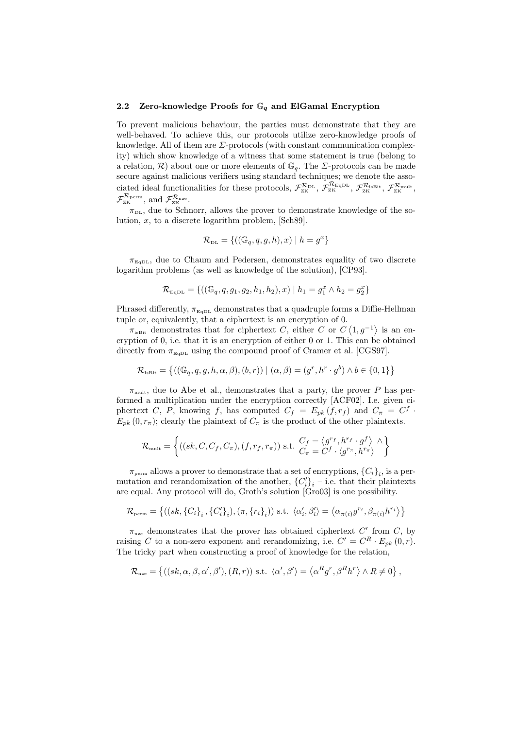### 2.2 Zero-knowledge Proofs for $\mathbb{G}_q$ and ElGamal Encryption

To prevent malicious behaviour, the parties must demonstrate that they are well-behaved. To achieve this, our protocols utilize zero-knowledge proofs of knowledge. All of them are $\Sigma$-protocols (with constant communication complexity) which show knowledge of a witness that some statement is true (belong to a relation, $\mathcal{R}$) about one or more elements of $\mathbb{G}_q$. The $\Sigma$-protocols can be made secure against malicious verifiers using standard techniques; we denote the associated ideal functionalities for these protocols, $\mathcal{F}_{\text{ZK}}^{\mathcal{R}_{\text{DL}}}$, $\mathcal{F}_{\text{ZK}}^{\mathcal{R}_{\text{EqDL}}}$, $\mathcal{F}_{\text{ZK}}^{\mathcal{R}_{\text{isBit}}}$, $\mathcal{F}_{\text{ZK}}^{\mathcal{R}_{\text{mult}}}$, $\mathcal{F}_{\text{ZK}}^{\mathcal{R}_{\text{perm}}}$, and $\mathcal{F}_{\text{ZK}}^{\mathcal{R}_{\text{nze}}}$.

$\pi_{\text{DL}}$, due to Schnorr, allows the prover to demonstrate knowledge of the solution, $x$, to a discrete logarithm problem, [Sch89].

$$\mathcal{R}_{\text{DL}} = \{((\mathbb{G}_q, q, g, h), x) \mid h = g^x\}$$

$\pi_{\text{EqDL}}$, due to Chaum and Pedersen, demonstrates equality of two discrete logarithm problems (as well as knowledge of the solution), [CP93].

$$\mathcal{R}_{\text{EqDL}} = \{((\mathbb{G}_q, q, g_1, g_2, h_1, h_2), x) \mid h_1 = g_1^x \wedge h_2 = g_2^x\}$$

Phrased differently, $\pi_{\text{EqDL}}$ demonstrates that a quadruple forms a Diffie-Hellman tuple or, equivalently, that a ciphertext is an encryption of 0.

$\pi_{\text{isBit}}$ demonstrates that for ciphertext $C$, either $C$ or $C\left\langle 1, g^{-1}\right\rangle$ is an encryption of 0, i.e. that it is an encryption of either 0 or 1. This can be obtained directly from $\pi_{\text{EqDL}}$ using the compound proof of Cramer et al. [CGS97].

$$\mathcal{R}_{\text{isBit}} = \left\{((\mathbb{G}_q, q, g, h, \alpha, \beta), (b, r)) \mid (\alpha, \beta) = (g^r, h^r \cdot g^b) \wedge b \in \{0, 1\}\right\}$$

$\pi_{\text{mult}}$, due to Abe et al., demonstrates that a party, the prover $P$ has performed a multiplication under the encryption correctly [ACF02]. I.e. given ciphertext $C$, $P$, knowing $f$, has computed $C_f = E_{pk}(f, r_f)$ and $C_\pi = C^f \cdot E_{pk}(0, r_\pi)$; clearly the plaintext of $C_\pi$ is the product of the other plaintexts.

$$\mathcal{R}_{\text{mult}} = \left\{ ((sk, C, C_f, C_\pi), (f, r_f, r_\pi)) \text{ s.t. } \begin{array}{l} C_f = \left\langle g^{r_f}, h^{r_f} \cdot g^f \right\rangle \wedge \\ C_\pi = C^f \cdot \left\langle g^{r_\pi}, h^{r_\pi} \right\rangle \end{array} \right\}$$

$\pi_{\text{perm}}$ allows a prover to demonstrate that a set of encryptions, $\{C_i\}_i$, is a permutation and rerandomization of the another, $\{C_i'\}_i$ – i.e. that their plaintexts are equal. Any protocol will do, Groth's solution [Gro03] is one possibility.

$$\mathcal{R}_{\text{perm}} = \left\{((sk, \{C_i\}_i, \{C_i'\}_i), (\pi, \{r_i\}_i)) \text{ s.t. } \langle \alpha_i', \beta_i' \rangle = \left\langle \alpha_{\pi(i)} g^{r_i}, \beta_{\pi(i)} h^{r_i} \right\rangle\right\}$$

$\pi_{\text{nze}}$ demonstrates that the prover has obtained ciphertext $C'$ from $C$, by raising $C$ to a non-zero exponent and rerandomizing, i.e. $C' = C^R \cdot E_{pk}(0, r)$. The tricky part when constructing a proof of knowledge for the relation,

$$\mathcal{R}_{\text{nze}} = \left\{((sk, \alpha, \beta, \alpha', \beta'), (R, r)) \text{ s.t. } \langle \alpha', \beta' \rangle = \left\langle \alpha^R g^r, \beta^R h^r \right\rangle \wedge R \neq 0\right\},$$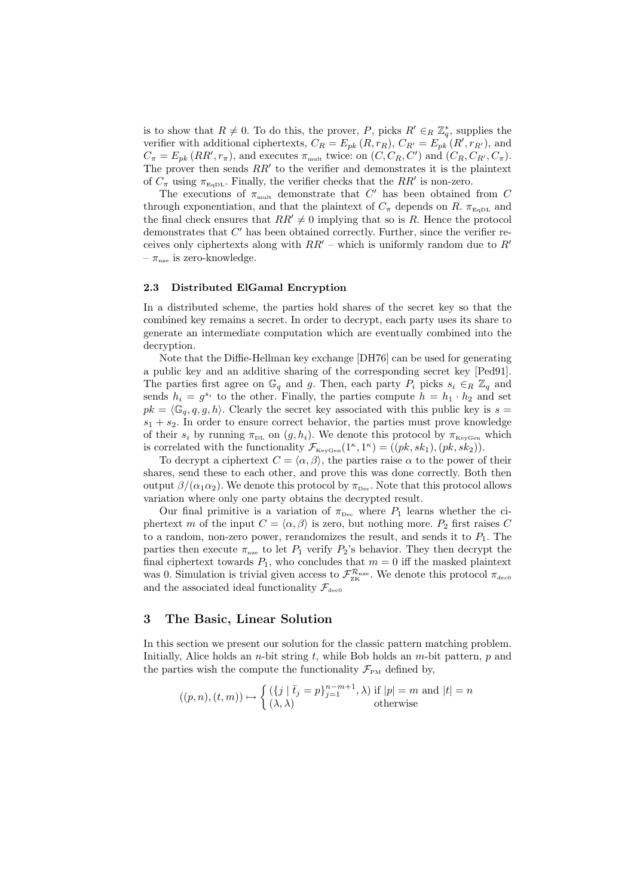is to show that $R \neq 0$. To do this, the prover, $P$, picks $R' \in_R \mathbb{Z}_q^*$, supplies the verifier with additional ciphertexts, $C_R = E_{pk}(R, r_R)$, $C_{R'} = E_{pk}(R', r_{R'})$, and $C_\pi = E_{pk}(RR', r_\pi)$, and executes $\pi_{\text{mult}}$ twice: on $(C, C_R, C')$ and $(C_R, C_{R'}, C_\pi)$. The prover then sends $RR'$ to the verifier and demonstrates it is the plaintext of $C_\pi$ using $\pi_{\text{EqDL}}$. Finally, the verifier checks that the $RR'$ is non-zero.

The executions of $\pi_{\text{mult}}$ demonstrate that $C'$ has been obtained from $C$ through exponentiation, and that the plaintext of $C_\pi$ depends on $R$. $\pi_{\text{EqDL}}$ and the final check ensures that $RR' \neq 0$ implying that so is $R$. Hence the protocol demonstrates that $C'$ has been obtained correctly. Further, since the verifier receives only ciphertexts along with $RR'$ – which is uniformly random due to $R'$ – $\pi_{\text{nze}}$ is zero-knowledge.

### 2.3 Distributed ElGamal Encryption

In a distributed scheme, the parties hold shares of the secret key so that the combined key remains a secret. In order to decrypt, each party uses its share to generate an intermediate computation which are eventually combined into the decryption.

Note that the Diffie-Hellman key exchange [DH76] can be used for generating a public key and an additive sharing of the corresponding secret key [Ped91]. The parties first agree on $\mathbb{G}_q$ and $g$. Then, each party $P_i$ picks $s_i \in_R \mathbb{Z}_q$ and sends $h_i = g^{s_i}$ to the other. Finally, the parties compute $h = h_1 \cdot h_2$ and set $pk = \langle \mathbb{G}_q, q, g, h \rangle$. Clearly the secret key associated with this public key is $s = s_1 + s_2$. In order to ensure correct behavior, the parties must prove knowledge of their $s_i$ by running $\pi_{\text{DL}}$ on $(g, h_i)$. We denote this protocol by $\pi_{\text{KeyGen}}$ which is correlated with the functionality $\mathcal{F}_{\text{KeyGen}}(1^\kappa, 1^\kappa) = ((pk, sk_1), (pk, sk_2))$.

To decrypt a ciphertext $C = \langle \alpha, \beta \rangle$, the parties raise $\alpha$ to the power of their shares, send these to each other, and prove this was done correctly. Both then output $\beta/(\alpha_1 \alpha_2)$. We denote this protocol by $\pi_{\text{Dec}}$. Note that this protocol allows variation where only one party obtains the decrypted result.

Our final primitive is a variation of $\pi_{\text{Dec}}$ where $P_1$ learns whether the ciphertext $m$ of the input $C = \langle \alpha, \beta \rangle$ is zero, but nothing more. $P_2$ first raises $C$ to a random, non-zero power, rerandomizes the result, and sends it to $P_1$. The parties then execute $\pi_{\text{nze}}$ to let $P_1$ verify $P_2$'s behavior. They then decrypt the final ciphertext towards $P_1$, who concludes that $m = 0$ iff the masked plaintext was 0. Simulation is trivial given access to $\mathcal{F}_{\text{ZK}}^{\mathcal{R}_{\text{nze}}}$. We denote this protocol $\pi_{\text{dec0}}$ and the associated ideal functionality $\mathcal{F}_{\text{dec0}}$

## 3 The Basic, Linear Solution

In this section we present our solution for the classic pattern matching problem. Initially, Alice holds an $n$-bit string $t$, while Bob holds an $m$-bit pattern, $p$ and the parties wish the compute the functionality $\mathcal{F}_{\text{PM}}$ defined by,

$$((p, n), (t, m)) \mapsto \begin{cases} (\{j \mid \bar{t}_j = p\}_{j=1}^{n-m+1}, \lambda) & \text{if } |p| = m \text{ and } |t| = n \\ (\lambda, \lambda) & \text{otherwise} \end{cases}$$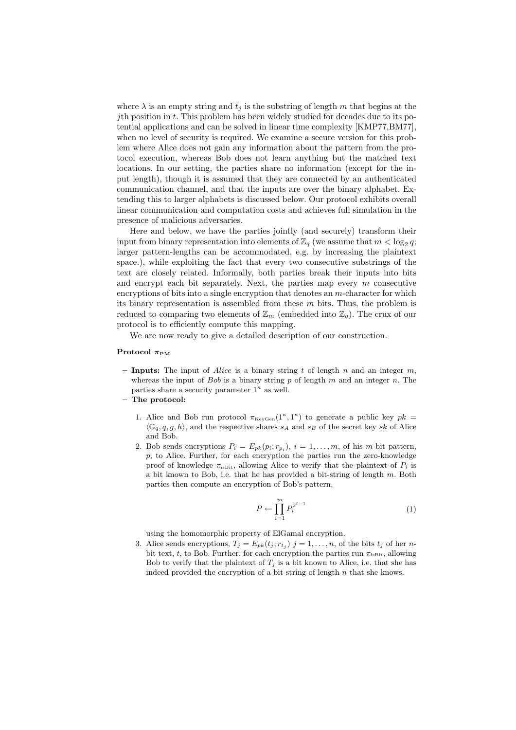where $\lambda$ is an empty string and $\bar{t}_j$ is the substring of length $m$ that begins at the $j$th position in $t$. This problem has been widely studied for decades due to its potential applications and can be solved in linear time complexity [KMP77,BM77], when no level of security is required. We examine a secure version for this problem where Alice does not gain any information about the pattern from the protocol execution, whereas Bob does not learn anything but the matched text locations. In our setting, the parties share no information (except for the input length), though it is assumed that they are connected by an authenticated communication channel, and that the inputs are over the binary alphabet. Extending this to larger alphabets is discussed below. Our protocol exhibits overall linear communication and computation costs and achieves full simulation in the presence of malicious adversaries.

Here and below, we have the parties jointly (and securely) transform their input from binary representation into elements of $\mathbb{Z}_q$ (we assume that $m < \log_2 q$; larger pattern-lengths can be accommodated, e.g. by increasing the plaintext space.), while exploiting the fact that every two consecutive substrings of the text are closely related. Informally, both parties break their inputs into bits and encrypt each bit separately. Next, the parties map every $m$ consecutive encryptions of bits into a single encryption that denotes an $m$-character for which its binary representation is assembled from these $m$ bits. Thus, the problem is reduced to comparing two elements of $\mathbb{Z}_m$ (embedded into $\mathbb{Z}_q$). The crux of our protocol is to efficiently compute this mapping.

We are now ready to give a detailed description of our construction.

**Protocol $\pi_{\mathrm{PM}}$**

- **Inputs:** The input of *Alice* is a binary string $t$ of length $n$ and an integer $m$, whereas the input of *Bob* is a binary string $p$ of length $m$ and an integer $n$. The parties share a security parameter $1^\kappa$ as well.
- **The protocol:**
  1. Alice and Bob run protocol $\pi_{\mathrm{KeyGen}}(1^\kappa, 1^\kappa)$ to generate a public key $pk = \langle \mathbb{G}_q, q, g, h \rangle$, and the respective shares $s_A$ and $s_B$ of the secret key $sk$ of Alice and Bob.
  2. Bob sends encryptions $P_i = E_{pk}(p_i; r_{p_i})$, $i = 1, \ldots, m$, of his $m$-bit pattern, $p$, to Alice. Further, for each encryption the parties run the zero-knowledge proof of knowledge $\pi_{\mathrm{isBit}}$, allowing Alice to verify that the plaintext of $P_i$ is a bit known to Bob, i.e. that he has provided a bit-string of length $m$. Both parties then compute an encryption of Bob's pattern,
  $$P \leftarrow \prod_{i=1}^{m} P_i^{2^{i-1}} \tag{1}$$
  using the homomorphic property of ElGamal encryption.
  3. Alice sends encryptions, $T_j = E_{pk}(t_j; r_{t_j})$ $j = 1, \ldots, n$, of the bits $t_j$ of her $n$-bit text, $t$, to Bob. Further, for each encryption the parties run $\pi_{\mathrm{isBit}}$, allowing Bob to verify that the plaintext of $T_j$ is a bit known to Alice, i.e. that she has indeed provided the encryption of a bit-string of length $n$ that she knows.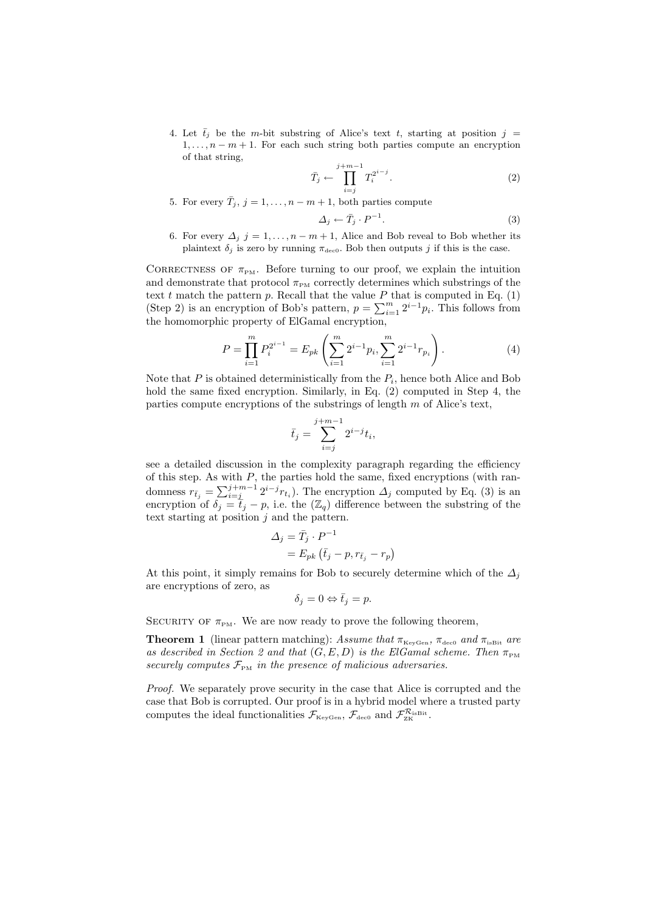4. Let $\bar{t}_j$ be the $m$-bit substring of Alice's text $t$, starting at position $j = 1, \ldots, n-m+1$. For each such string both parties compute an encryption of that string,

$$\bar{T}_j \leftarrow \prod_{i=j}^{j+m-1} T_i^{2^{i-j}}. \tag{2}$$

5. For every $\bar{T}_j$, $j = 1, \ldots, n-m+1$, both parties compute

$$\Delta_j \leftarrow \bar{T}_j \cdot P^{-1}. \tag{3}$$

6. For every $\Delta_j$ $j = 1, \ldots, n-m+1$, Alice and Bob reveal to Bob whether its plaintext $\delta_j$ is zero by running $\pi_{\text{dec0}}$. Bob then outputs $j$ if this is the case.

Correctness of $\pi_{\text{PM}}$. Before turning to our proof, we explain the intuition and demonstrate that protocol $\pi_{\text{PM}}$ correctly determines which substrings of the text $t$ match the pattern $p$. Recall that the value $P$ that is computed in Eq. (1) (Step 2) is an encryption of Bob's pattern, $p = \sum_{i=1}^{m} 2^{i-1} p_i$. This follows from the homomorphic property of ElGamal encryption,

$$P = \prod_{i=1}^{m} P_i^{2^{i-1}} = E_{pk}\left(\sum_{i=1}^{m} 2^{i-1} p_i, \sum_{i=1}^{m} 2^{i-1} r_{p_i}\right). \tag{4}$$

Note that $P$ is obtained deterministically from the $P_i$, hence both Alice and Bob hold the same fixed encryption. Similarly, in Eq. (2) computed in Step 4, the parties compute encryptions of the substrings of length $m$ of Alice's text,

$$\bar{t}_j = \sum_{i=j}^{j+m-1} 2^{i-j} t_i,$$

see a detailed discussion in the complexity paragraph regarding the efficiency of this step. As with $P$, the parties hold the same, fixed encryptions (with randomness $r_{\bar{t}_j} = \sum_{i=j}^{j+m-1} 2^{i-j} r_{t_i}$). The encryption $\Delta_j$ computed by Eq. (3) is an encryption of $\delta_j = \bar{t}_j - p$, i.e. the ($\mathbb{Z}_q$) difference between the substring of the text starting at position $j$ and the pattern.

$$\begin{aligned} \Delta_j &= \bar{T}_j \cdot P^{-1} \\ &= E_{pk}\left(\bar{t}_j - p, r_{\bar{t}_j} - r_p\right) \end{aligned}$$

At this point, it simply remains for Bob to securely determine which of the $\Delta_j$ are encryptions of zero, as

$$\delta_j = 0 \Leftrightarrow \bar{t}_j = p.$$

Security of $\pi_{\text{PM}}$. We are now ready to prove the following theorem,

**Theorem 1** (linear pattern matching): *Assume that $\pi_{\text{KeyGen}}$, $\pi_{\text{dec0}}$ and $\pi_{\text{isBit}}$ are as described in Section 2 and that $(G, E, D)$ is the ElGamal scheme. Then $\pi_{\text{PM}}$ securely computes $\mathcal{F}_{\text{PM}}$ in the presence of malicious adversaries.*

*Proof.* We separately prove security in the case that Alice is corrupted and the case that Bob is corrupted. Our proof is in a hybrid model where a trusted party computes the ideal functionalities $\mathcal{F}_{\text{KeyGen}}$, $\mathcal{F}_{\text{dec0}}$ and $\mathcal{F}_{\text{ZK}}^{\mathcal{R}_{\text{isBit}}}$.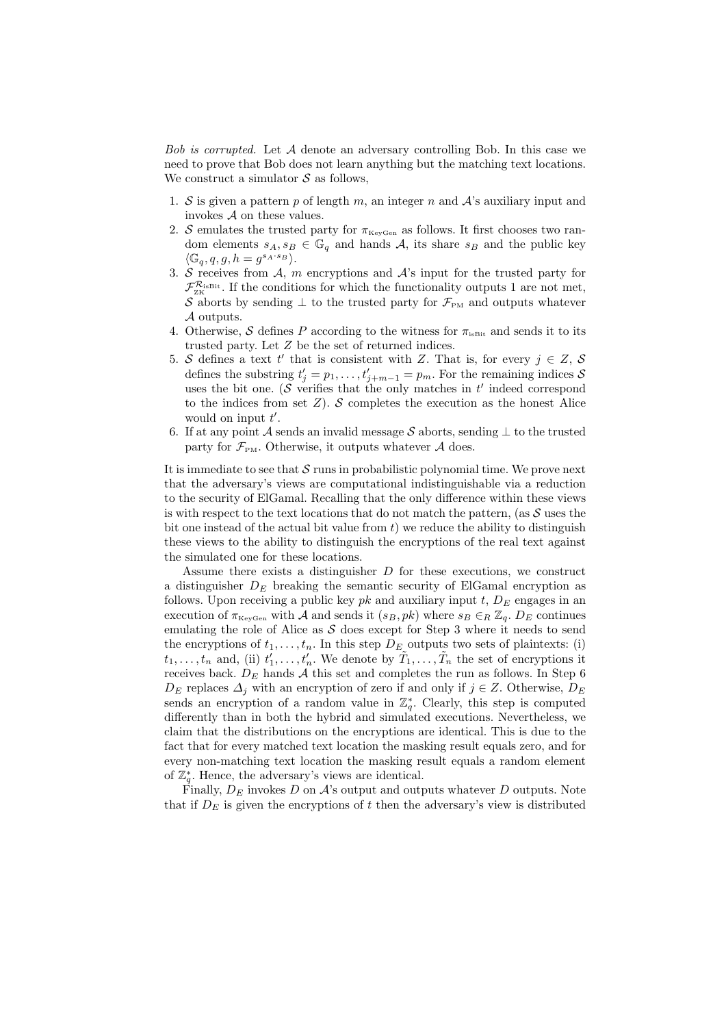*Bob is corrupted.* Let $\mathcal{A}$ denote an adversary controlling Bob. In this case we need to prove that Bob does not learn anything but the matching text locations. We construct a simulator $\mathcal{S}$ as follows,

1. $\mathcal{S}$ is given a pattern $p$ of length $m$, an integer $n$ and $\mathcal{A}$'s auxiliary input and invokes $\mathcal{A}$ on these values.
2. $\mathcal{S}$ emulates the trusted party for $\pi_{\text{KeyGen}}$ as follows. It first chooses two random elements $s_A, s_B \in \mathbb{G}_q$ and hands $\mathcal{A}$, its share $s_B$ and the public key $\langle \mathbb{G}_q, q, g, h = g^{s_A \cdot s_B} \rangle$.
3. $\mathcal{S}$ receives from $\mathcal{A}$, $m$ encryptions and $\mathcal{A}$'s input for the trusted party for $\mathcal{F}_{\text{ZK}}^{\mathcal{R}_{\text{isBit}}}$. If the conditions for which the functionality outputs 1 are not met, $\mathcal{S}$ aborts by sending $\perp$ to the trusted party for $\mathcal{F}_{\text{PM}}$ and outputs whatever $\mathcal{A}$ outputs.
4. Otherwise, $\mathcal{S}$ defines $P$ according to the witness for $\pi_{\text{isBit}}$ and sends it to its trusted party. Let $Z$ be the set of returned indices.
5. $\mathcal{S}$ defines a text $t'$ that is consistent with $Z$. That is, for every $j \in Z$, $\mathcal{S}$ defines the substring $t'_j = p_1, \ldots, t'_{j+m-1} = p_m$. For the remaining indices $\mathcal{S}$ uses the bit one. ($\mathcal{S}$ verifies that the only matches in $t'$ indeed correspond to the indices from set $Z$). $\mathcal{S}$ completes the execution as the honest Alice would on input $t'$.
6. If at any point $\mathcal{A}$ sends an invalid message $\mathcal{S}$ aborts, sending $\perp$ to the trusted party for $\mathcal{F}_{\text{PM}}$. Otherwise, it outputs whatever $\mathcal{A}$ does.

It is immediate to see that $\mathcal{S}$ runs in probabilistic polynomial time. We prove next that the adversary's views are computational indistinguishable via a reduction to the security of ElGamal. Recalling that the only difference within these views is with respect to the text locations that do not match the pattern, (as $\mathcal{S}$ uses the bit one instead of the actual bit value from $t$) we reduce the ability to distinguish these views to the ability to distinguish the encryptions of the real text against the simulated one for these locations.

Assume there exists a distinguisher $D$ for these executions, we construct a distinguisher $D_E$ breaking the semantic security of ElGamal encryption as follows. Upon receiving a public key $pk$ and auxiliary input $t$, $D_E$ engages in an execution of $\pi_{\text{KeyGen}}$ with $\mathcal{A}$ and sends it $(s_B, pk)$ where $s_B \in_R \mathbb{Z}_q$. $D_E$ continues emulating the role of Alice as $\mathcal{S}$ does except for Step 3 where it needs to send the encryptions of $t_1, \ldots, t_n$. In this step $D_E$ outputs two sets of plaintexts: (i) $t_1, \ldots, t_n$ and, (ii) $t'_1, \ldots, t'_n$. We denote by $\tilde{T}_1, \ldots, \tilde{T}_n$ the set of encryptions it receives back. $D_E$ hands $\mathcal{A}$ this set and completes the run as follows. In Step 6 $D_E$ replaces $\Delta_j$ with an encryption of zero if and only if $j \in Z$. Otherwise, $D_E$ sends an encryption of a random value in $\mathbb{Z}_q^*$. Clearly, this step is computed differently than in both the hybrid and simulated executions. Nevertheless, we claim that the distributions on the encryptions are identical. This is due to the fact that for every matched text location the masking result equals zero, and for every non-matching text location the masking result equals a random element of $\mathbb{Z}_q^*$. Hence, the adversary's views are identical.

Finally, $D_E$ invokes $D$ on $\mathcal{A}$'s output and outputs whatever $D$ outputs. Note that if $D_E$ is given the encryptions of $t$ then the adversary's view is distributed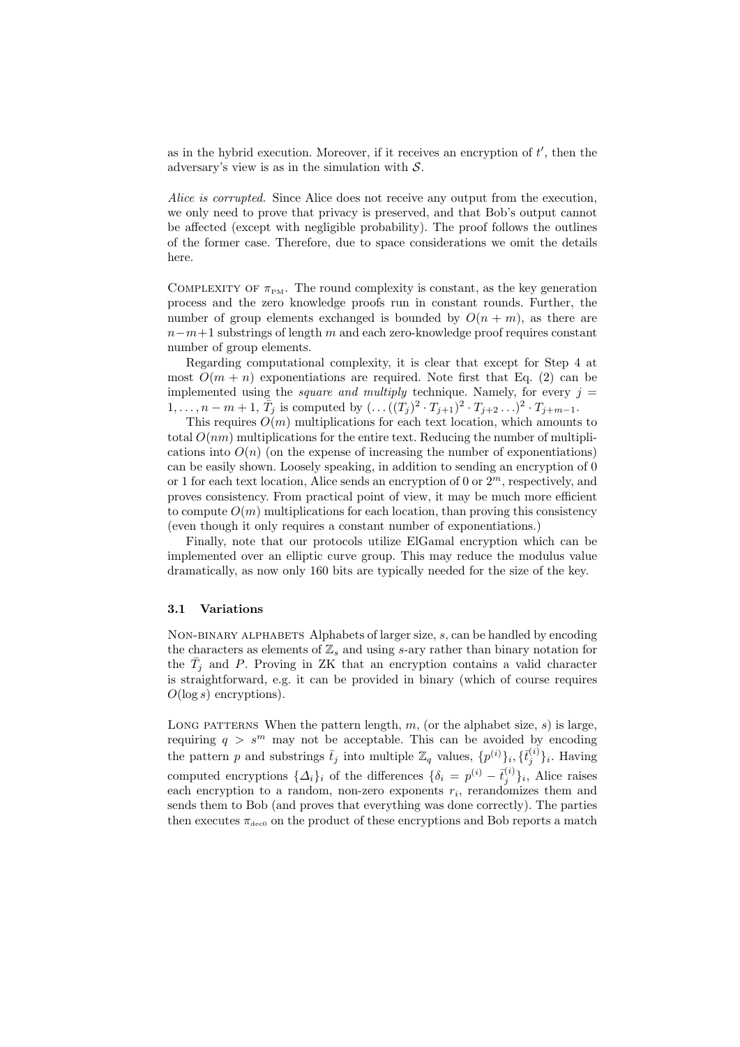as in the hybrid execution. Moreover, if it receives an encryption of $t'$, then the adversary's view is as in the simulation with $\mathcal{S}$.

*Alice is corrupted.* Since Alice does not receive any output from the execution, we only need to prove that privacy is preserved, and that Bob's output cannot be affected (except with negligible probability). The proof follows the outlines of the former case. Therefore, due to space considerations we omit the details here.

Complexity of $\pi_{\text{PM}}$. The round complexity is constant, as the key generation process and the zero knowledge proofs run in constant rounds. Further, the number of group elements exchanged is bounded by $O(n+m)$, as there are $n-m+1$ substrings of length $m$ and each zero-knowledge proof requires constant number of group elements.

Regarding computational complexity, it is clear that except for Step 4 at most $O(m+n)$ exponentiations are required. Note first that Eq. (2) can be implemented using the *square and multiply* technique. Namely, for every $j = 1, \ldots, n-m+1$, $\bar{T}_j$ is computed by $(\ldots((T_j)^2 \cdot T_{j+1})^2 \cdot T_{j+2} \ldots)^2 \cdot T_{j+m-1}$.

This requires $O(m)$ multiplications for each text location, which amounts to total $O(nm)$ multiplications for the entire text. Reducing the number of multiplications into $O(n)$ (on the expense of increasing the number of exponentiations) can be easily shown. Loosely speaking, in addition to sending an encryption of 0 or 1 for each text location, Alice sends an encryption of 0 or $2^m$, respectively, and proves consistency. From practical point of view, it may be much more efficient to compute $O(m)$ multiplications for each location, than proving this consistency (even though it only requires a constant number of exponentiations.)

Finally, note that our protocols utilize ElGamal encryption which can be implemented over an elliptic curve group. This may reduce the modulus value dramatically, as now only 160 bits are typically needed for the size of the key.

### 3.1 Variations

Non-binary alphabets Alphabets of larger size, $s$, can be handled by encoding the characters as elements of $\mathbb{Z}_s$ and using $s$-ary rather than binary notation for the $\bar{T}_j$ and $P$. Proving in ZK that an encryption contains a valid character is straightforward, e.g. it can be provided in binary (which of course requires $O(\log s)$ encryptions).

Long patterns When the pattern length, $m$, (or the alphabet size, $s$) is large, requiring $q > s^m$ may not be acceptable. This can be avoided by encoding the pattern $p$ and substrings $\bar{t}_j$ into multiple $\mathbb{Z}_q$ values, $\{p^{(i)}\}_i, \{\bar{t}_j^{(i)}\}_i$. Having computed encryptions $\{\Delta_i\}_i$ of the differences $\{\delta_i = p^{(i)} - \bar{t}_j^{(i)}\}_i$, Alice raises each encryption to a random, non-zero exponents $r_i$, rerandomizes them and sends them to Bob (and proves that everything was done correctly). The parties then executes $\pi_{\text{dec0}}$ on the product of these encryptions and Bob reports a match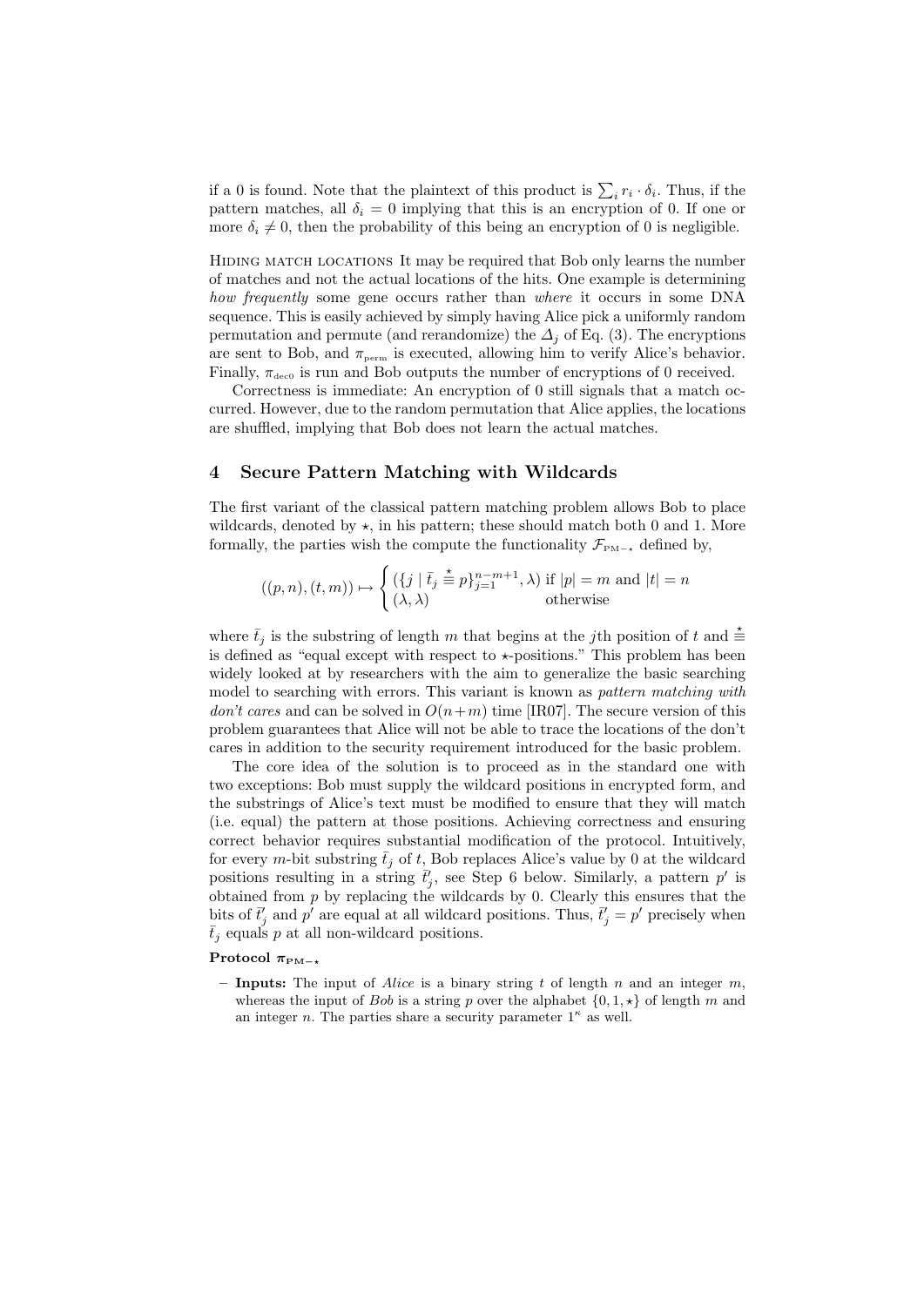if a 0 is found. Note that the plaintext of this product is $\sum_i r_i \cdot \delta_i$. Thus, if the pattern matches, all $\delta_i = 0$ implying that this is an encryption of 0. If one or more $\delta_i \neq 0$, then the probability of this being an encryption of 0 is negligible.

Hiding match locations It may be required that Bob only learns the number of matches and not the actual locations of the hits. One example is determining *how frequently* some gene occurs rather than *where* it occurs in some DNA sequence. This is easily achieved by simply having Alice pick a uniformly random permutation and permute (and rerandomize) the $\varDelta_j$ of Eq. (3). The encryptions are sent to Bob, and $\pi_{\text{perm}}$ is executed, allowing him to verify Alice's behavior. Finally, $\pi_{\text{dec0}}$ is run and Bob outputs the number of encryptions of 0 received.

Correctness is immediate: An encryption of 0 still signals that a match occurred. However, due to the random permutation that Alice applies, the locations are shuffled, implying that Bob does not learn the actual matches.

## 4 Secure Pattern Matching with Wildcards

The first variant of the classical pattern matching problem allows Bob to place wildcards, denoted by $\star$, in his pattern; these should match both 0 and 1. More formally, the parties wish the compute the functionality $\mathcal{F}_{\text{PM}-\star}$ defined by,

$$((p,n),(t,m)) \mapsto \begin{cases} (\{j \mid \bar{t}_j \stackrel{\star}{\equiv} p\}_{j=1}^{n-m+1}, \lambda) & \text{if } |p| = m \text{ and } |t| = n \\ (\lambda, \lambda) & \text{otherwise} \end{cases}$$

where $\bar{t}_j$ is the substring of length $m$ that begins at the $j$th position of $t$ and $\stackrel{\star}{\equiv}$ is defined as "equal except with respect to $\star$-positions." This problem has been widely looked at by researchers with the aim to generalize the basic searching model to searching with errors. This variant is known as *pattern matching with don't cares* and can be solved in $O(n+m)$ time [IR07]. The secure version of this problem guarantees that Alice will not be able to trace the locations of the don't cares in addition to the security requirement introduced for the basic problem.

The core idea of the solution is to proceed as in the standard one with two exceptions: Bob must supply the wildcard positions in encrypted form, and the substrings of Alice's text must be modified to ensure that they will match (i.e. equal) the pattern at those positions. Achieving correctness and ensuring correct behavior requires substantial modification of the protocol. Intuitively, for every $m$-bit substring $\bar{t}_j$ of $t$, Bob replaces Alice's value by 0 at the wildcard positions resulting in a string $\bar{t}'_j$, see Step 6 below. Similarly, a pattern $p'$ is obtained from $p$ by replacing the wildcards by 0. Clearly this ensures that the bits of $\bar{t}'_j$ and $p'$ are equal at all wildcard positions. Thus, $\bar{t}'_j = p'$ precisely when $\bar{t}_j$ equals $p$ at all non-wildcard positions.

**Protocol $\pi_{\text{PM}-\star}$**

- **Inputs:** The input of *Alice* is a binary string $t$ of length $n$ and an integer $m$, whereas the input of *Bob* is a string $p$ over the alphabet $\{0, 1, \star\}$ of length $m$ and an integer $n$. The parties share a security parameter $1^\kappa$ as well.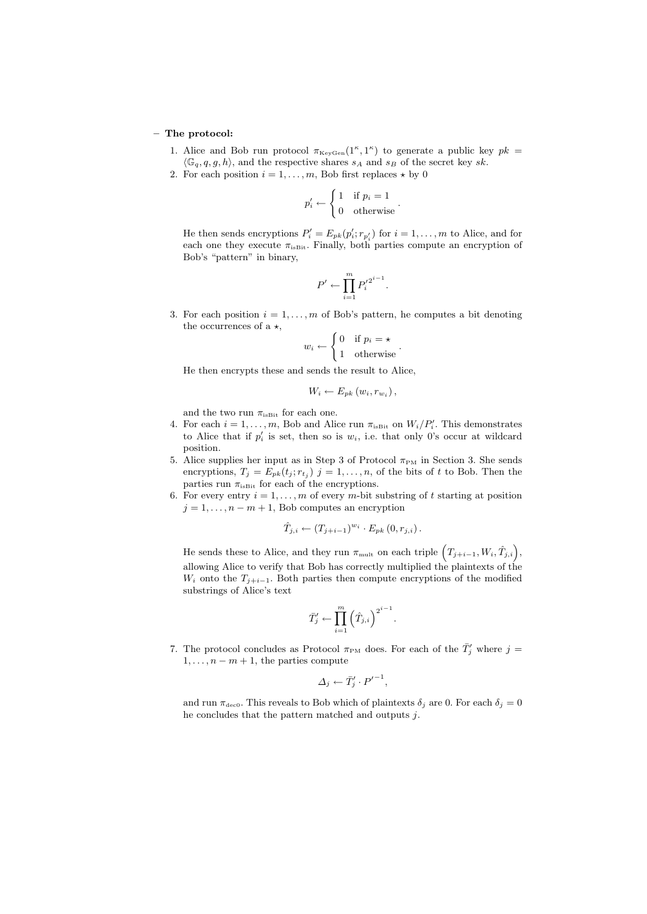– **The protocol:**

1. Alice and Bob run protocol $\pi_{\text{KeyGen}}(1^\kappa, 1^\kappa)$ to generate a public key $pk = \langle \mathbb{G}_q, q, g, h \rangle$, and the respective shares $s_A$ and $s_B$ of the secret key $sk$.
2. For each position $i = 1, \ldots, m$, Bob first replaces $\star$ by 0

$$p'_i \leftarrow \begin{cases} 1 & \text{if } p_i = 1 \\ 0 & \text{otherwise} \end{cases}.$$

He then sends encryptions $P'_i = E_{pk}(p'_i; r_{p'_i})$ for $i = 1, \ldots, m$ to Alice, and for each one they execute $\pi_{\text{isBit}}$. Finally, both parties compute an encryption of Bob's "pattern" in binary,

$$P' \leftarrow \prod_{i=1}^{m} {P'_i}^{2^{i-1}}.$$

3. For each position $i = 1, \ldots, m$ of Bob's pattern, he computes a bit denoting the occurrences of a $\star$,

$$w_i \leftarrow \begin{cases} 0 & \text{if } p_i = \star \\ 1 & \text{otherwise} \end{cases}.$$

He then encrypts these and sends the result to Alice,

$$W_i \leftarrow E_{pk}(w_i, r_{w_i}),$$

and the two run $\pi_{\text{isBit}}$ for each one.

4. For each $i = 1, \ldots, m$, Bob and Alice run $\pi_{\text{isBit}}$ on $W_i / P'_i$. This demonstrates to Alice that if $p'_i$ is set, then so is $w_i$, i.e. that only 0's occur at wildcard position.
5. Alice supplies her input as in Step 3 of Protocol $\pi_{\text{PM}}$ in Section 3. She sends encryptions, $T_j = E_{pk}(t_j; r_{t_j})$ $j = 1, \ldots, n$, of the bits of $t$ to Bob. Then the parties run $\pi_{\text{isBit}}$ for each of the encryptions.
6. For every entry $i = 1, \ldots, m$ of every $m$-bit substring of $t$ starting at position $j = 1, \ldots, n - m + 1$, Bob computes an encryption

$$\hat{T}_{j,i} \leftarrow (T_{j+i-1})^{w_i} \cdot E_{pk}(0, r_{j,i}).$$

He sends these to Alice, and they run $\pi_{\text{mult}}$ on each triple $\left(T_{j+i-1}, W_i, \hat{T}_{j,i}\right)$, allowing Alice to verify that Bob has correctly multiplied the plaintexts of the $W_i$ onto the $T_{j+i-1}$. Both parties then compute encryptions of the modified substrings of Alice's text

$$\bar{T}'_j \leftarrow \prod_{i=1}^{m} \left(\hat{T}_{j,i}\right)^{2^{i-1}}.$$

7. The protocol concludes as Protocol $\pi_{\text{PM}}$ does. For each of the $\bar{T}'_j$ where $j = 1, \ldots, n - m + 1$, the parties compute

$$\Delta_j \leftarrow \bar{T}'_j \cdot {P'}^{-1},$$

and run $\pi_{\text{dec0}}$. This reveals to Bob which of plaintexts $\delta_j$ are 0. For each $\delta_j = 0$ he concludes that the pattern matched and outputs $j$.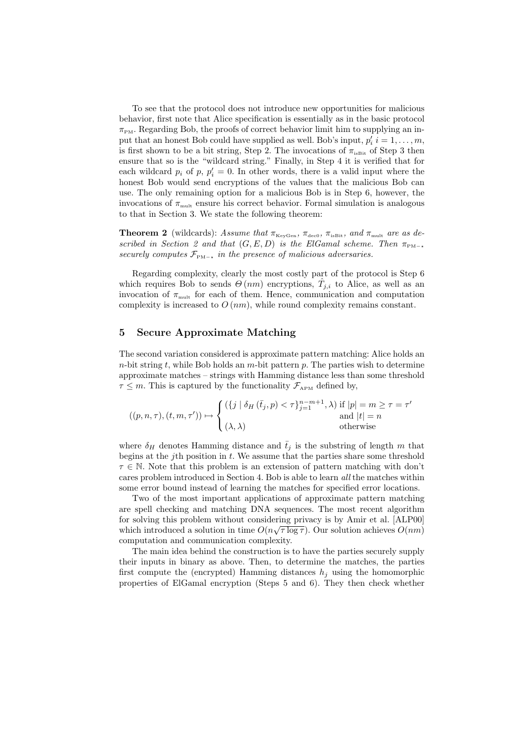To see that the protocol does not introduce new opportunities for malicious behavior, first note that Alice specification is essentially as in the basic protocol $\pi_{\text{PM}}$. Regarding Bob, the proofs of correct behavior limit him to supplying an input that an honest Bob could have supplied as well. Bob's input, $p'_i$ $i = 1, \ldots, m$, is first shown to be a bit string, Step 2. The invocations of $\pi_{\text{isBit}}$ of Step 3 then ensure that so is the "wildcard string." Finally, in Step 4 it is verified that for each wildcard $p_i$ of $p$, $p'_i = 0$. In other words, there is a valid input where the honest Bob would send encryptions of the values that the malicious Bob can use. The only remaining option for a malicious Bob is in Step 6, however, the invocations of $\pi_{\text{mult}}$ ensure his correct behavior. Formal simulation is analogous to that in Section 3. We state the following theorem:

**Theorem 2** (wildcards): *Assume that $\pi_{\text{KeyGen}}$, $\pi_{\text{dec0}}$, $\pi_{\text{isBit}}$, and $\pi_{\text{mult}}$ are as described in Section 2 and that $(G, E, D)$ is the ElGamal scheme. Then $\pi_{\text{PM}-\star}$ securely computes $\mathcal{F}_{\text{PM}-\star}$ in the presence of malicious adversaries.*

Regarding complexity, clearly the most costly part of the protocol is Step 6 which requires Bob to sends $\Theta(nm)$ encryptions, $\hat{T}_{j,i}$ to Alice, as well as an invocation of $\pi_{\text{mult}}$ for each of them. Hence, communication and computation complexity is increased to $O(nm)$, while round complexity remains constant.

## 5 Secure Approximate Matching

The second variation considered is approximate pattern matching: Alice holds an $n$-bit string $t$, while Bob holds an $m$-bit pattern $p$. The parties wish to determine approximate matches – strings with Hamming distance less than some threshold $\tau \leq m$. This is captured by the functionality $\mathcal{F}_{\text{APM}}$ defined by,

$$((p, n, \tau), (t, m, \tau')) \mapsto \begin{cases} (\{j \mid \delta_H(\bar{t}_j, p) < \tau\}_{j=1}^{n-m+1}, \lambda) & \text{if } |p| = m \geq \tau = \tau' \\ & \text{and } |t| = n \\ (\lambda, \lambda) & \text{otherwise} \end{cases}$$

where $\delta_H$ denotes Hamming distance and $\bar{t}_j$ is the substring of length $m$ that begins at the $j$th position in $t$. We assume that the parties share some threshold $\tau \in \mathbb{N}$. Note that this problem is an extension of pattern matching with don't cares problem introduced in Section 4. Bob is able to learn *all* the matches within some error bound instead of learning the matches for specified error locations.

Two of the most important applications of approximate pattern matching are spell checking and matching DNA sequences. The most recent algorithm for solving this problem without considering privacy is by Amir et al. [ALP00] which introduced a solution in time $O(n\sqrt{\tau \log \tau})$. Our solution achieves $O(nm)$ computation and communication complexity.

The main idea behind the construction is to have the parties securely supply their inputs in binary as above. Then, to determine the matches, the parties first compute the (encrypted) Hamming distances $h_j$ using the homomorphic properties of ElGamal encryption (Steps 5 and 6). They then check whether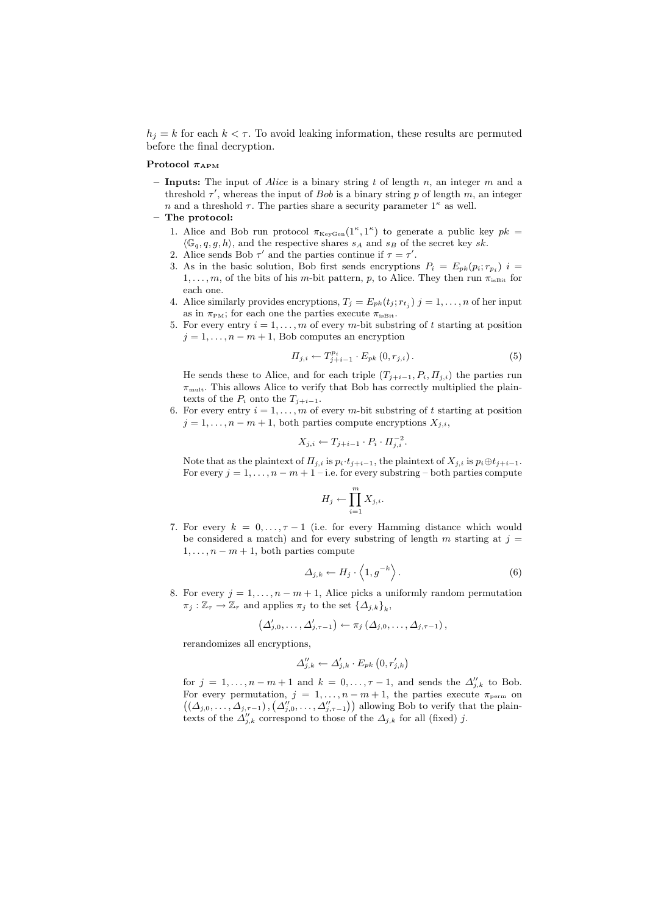$h_j = k$ for each $k < \tau$. To avoid leaking information, these results are permuted before the final decryption.

**Protocol $\pi_{\text{APM}}$**

- **Inputs:** The input of *Alice* is a binary string $t$ of length $n$, an integer $m$ and a threshold $\tau'$, whereas the input of *Bob* is a binary string $p$ of length $m$, an integer $n$ and a threshold $\tau$. The parties share a security parameter $1^\kappa$ as well.
- **The protocol:**
  1. Alice and Bob run protocol $\pi_{\text{KeyGen}}(1^\kappa, 1^\kappa)$ to generate a public key $pk = \langle \mathbb{G}_q, q, g, h \rangle$, and the respective shares $s_A$ and $s_B$ of the secret key $sk$.
  2. Alice sends Bob $\tau'$ and the parties continue if $\tau = \tau'$.
  3. As in the basic solution, Bob first sends encryptions $P_i = E_{pk}(p_i; r_{p_i})$ $i = 1, \ldots, m$, of the bits of his $m$-bit pattern, $p$, to Alice. They then run $\pi_{\text{isBit}}$ for each one.
  4. Alice similarly provides encryptions, $T_j = E_{pk}(t_j; r_{t_j})$ $j = 1, \ldots, n$ of her input as in $\pi_{\text{PM}}$; for each one the parties execute $\pi_{\text{isBit}}$.
  5. For every entry $i = 1, \ldots, m$ of every $m$-bit substring of $t$ starting at position $j = 1, \ldots, n - m + 1$, Bob computes an encryption

     $$\Pi_{j,i} \leftarrow T_{j+i-1}^{p_i} \cdot E_{pk}(0, r_{j,i}). \tag{5}$$

     He sends these to Alice, and for each triple $(T_{j+i-1}, P_i, \Pi_{j,i})$ the parties run $\pi_{\text{mult}}$. This allows Alice to verify that Bob has correctly multiplied the plaintexts of the $P_i$ onto the $T_{j+i-1}$.
  6. For every entry $i = 1, \ldots, m$ of every $m$-bit substring of $t$ starting at position $j = 1, \ldots, n - m + 1$, both parties compute encryptions $X_{j,i}$,

     $$X_{j,i} \leftarrow T_{j+i-1} \cdot P_i \cdot \Pi_{j,i}^{-2}.$$

     Note that as the plaintext of $\Pi_{j,i}$ is $p_i \cdot t_{j+i-1}$, the plaintext of $X_{j,i}$ is $p_i \oplus t_{j+i-1}$. For every $j = 1, \ldots, n - m + 1$ – i.e. for every substring – both parties compute

     $$H_j \leftarrow \prod_{i=1}^{m} X_{j,i}.$$

  7. For every $k = 0, \ldots, \tau - 1$ (i.e. for every Hamming distance which would be considered a match) and for every substring of length $m$ starting at $j = 1, \ldots, n - m + 1$, both parties compute

     $$\Delta_{j,k} \leftarrow H_j \cdot \left\langle 1, g^{-k} \right\rangle. \tag{6}$$

  8. For every $j = 1, \ldots, n - m + 1$, Alice picks a uniformly random permutation $\pi_j : \mathbb{Z}_\tau \to \mathbb{Z}_\tau$ and applies $\pi_j$ to the set $\{\Delta_{j,k}\}_k$,

     $$\left(\Delta'_{j,0}, \ldots, \Delta'_{j,\tau-1}\right) \leftarrow \pi_j \left(\Delta_{j,0}, \ldots, \Delta_{j,\tau-1}\right),$$

     rerandomizes all encryptions,

     $$\Delta''_{j,k} \leftarrow \Delta'_{j,k} \cdot E_{pk}\left(0, r'_{j,k}\right)$$

     for $j = 1, \ldots, n - m + 1$ and $k = 0, \ldots, \tau - 1$, and sends the $\Delta''_{j,k}$ to Bob. For every permutation, $j = 1, \ldots, n - m + 1$, the parties execute $\pi_{\text{perm}}$ on $\left(\left(\Delta_{j,0}, \ldots, \Delta_{j,\tau-1}\right), \left(\Delta''_{j,0}, \ldots, \Delta''_{j,\tau-1}\right)\right)$ allowing Bob to verify that the plaintexts of the $\Delta''_{j,k}$ correspond to those of the $\Delta_{j,k}$ for all (fixed) $j$.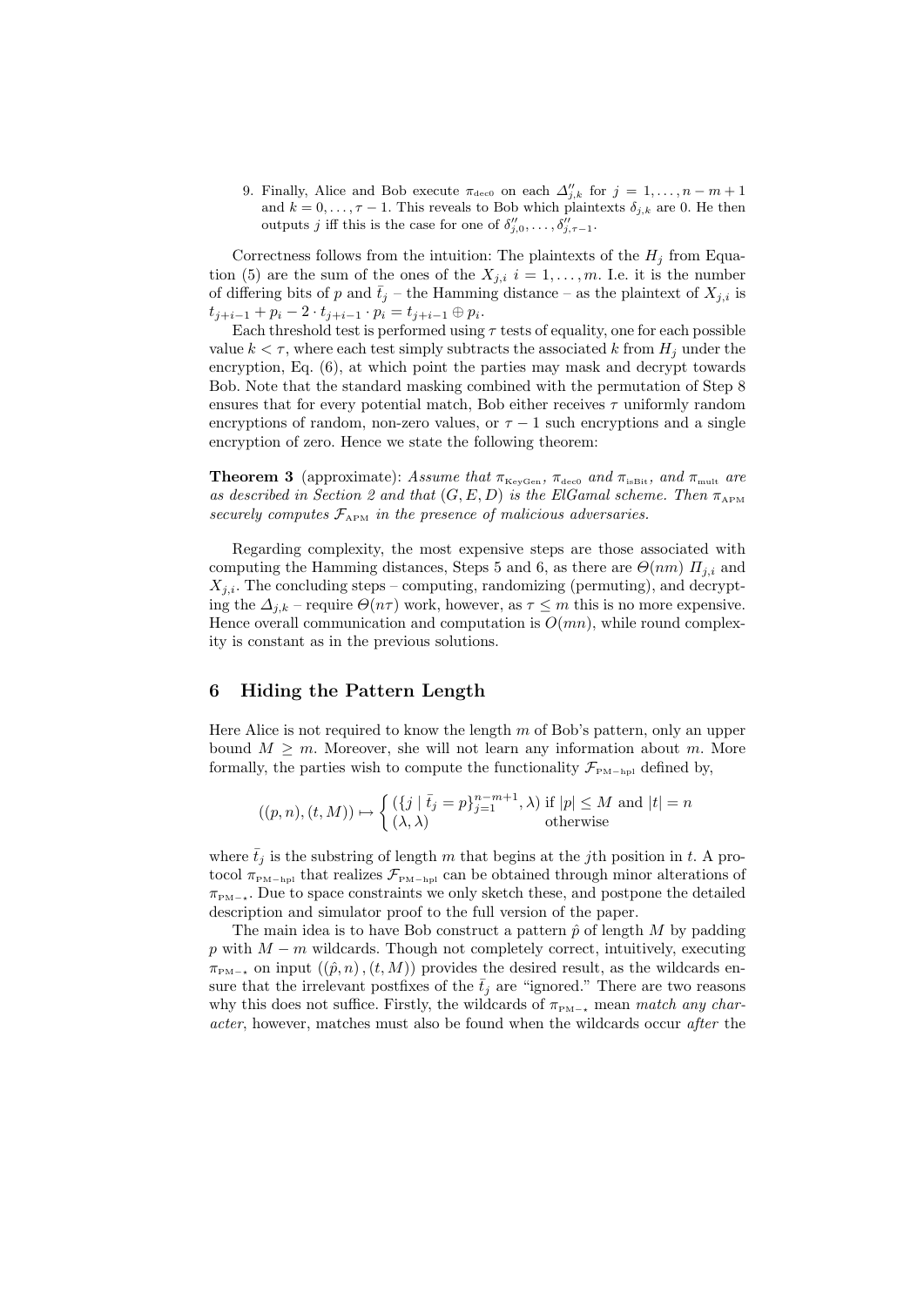9. Finally, Alice and Bob execute $\pi_{\text{dec0}}$ on each $\Delta''_{j,k}$ for $j = 1, \ldots, n-m+1$ and $k = 0, \ldots, \tau - 1$. This reveals to Bob which plaintexts $\delta_{j,k}$ are 0. He then outputs $j$ iff this is the case for one of $\delta''_{j,0}, \ldots, \delta''_{j,\tau-1}$.

Correctness follows from the intuition: The plaintexts of the $H_j$ from Equation (5) are the sum of the ones of the $X_{j,i}$ $i = 1, \ldots, m$. I.e. it is the number of differing bits of $p$ and $\bar{t}_j$ – the Hamming distance – as the plaintext of $X_{j,i}$ is $t_{j+i-1} + p_i - 2 \cdot t_{j+i-1} \cdot p_i = t_{j+i-1} \oplus p_i$.

Each threshold test is performed using $\tau$ tests of equality, one for each possible value $k < \tau$, where each test simply subtracts the associated $k$ from $H_j$ under the encryption, Eq. (6), at which point the parties may mask and decrypt towards Bob. Note that the standard masking combined with the permutation of Step 8 ensures that for every potential match, Bob either receives $\tau$ uniformly random encryptions of random, non-zero values, or $\tau - 1$ such encryptions and a single encryption of zero. Hence we state the following theorem:

**Theorem 3** (approximate): *Assume that $\pi_{\text{KeyGen}}$, $\pi_{\text{dec0}}$ and $\pi_{\text{isBit}}$, and $\pi_{\text{mult}}$ are as described in Section 2 and that $(G, E, D)$ is the ElGamal scheme. Then $\pi_{\text{APM}}$ securely computes $\mathcal{F}_{\text{APM}}$ in the presence of malicious adversaries.*

Regarding complexity, the most expensive steps are those associated with computing the Hamming distances, Steps 5 and 6, as there are $\Theta(nm)$ $\Pi_{j,i}$ and $X_{j,i}$. The concluding steps – computing, randomizing (permuting), and decrypting the $\Delta_{j,k}$ – require $\Theta(n\tau)$ work, however, as $\tau \leq m$ this is no more expensive. Hence overall communication and computation is $O(mn)$, while round complexity is constant as in the previous solutions.

## 6 Hiding the Pattern Length

Here Alice is not required to know the length $m$ of Bob's pattern, only an upper bound $M \geq m$. Moreover, she will not learn any information about $m$. More formally, the parties wish to compute the functionality $\mathcal{F}_{\text{PM-hpl}}$ defined by,

$$((p, n), (t, M)) \mapsto \begin{cases} (\{j \mid \bar{t}_j = p\}_{j=1}^{n-m+1}, \lambda) & \text{if } |p| \leq M \text{ and } |t| = n \\ (\lambda, \lambda) & \text{otherwise} \end{cases}$$

where $\bar{t}_j$ is the substring of length $m$ that begins at the $j$th position in $t$. A protocol $\pi_{\text{PM-hpl}}$ that realizes $\mathcal{F}_{\text{PM-hpl}}$ can be obtained through minor alterations of $\pi_{\text{PM-}\star}$. Due to space constraints we only sketch these, and postpone the detailed description and simulator proof to the full version of the paper.

The main idea is to have Bob construct a pattern $\hat{p}$ of length $M$ by padding $p$ with $M - m$ wildcards. Though not completely correct, intuitively, executing $\pi_{\text{PM-}\star}$ on input $((\hat{p}, n), (t, M))$ provides the desired result, as the wildcards ensure that the irrelevant postfixes of the $\bar{t}_j$ are "ignored." There are two reasons why this does not suffice. Firstly, the wildcards of $\pi_{\text{PM-}\star}$ mean *match any character*, however, matches must also be found when the wildcards occur *after* the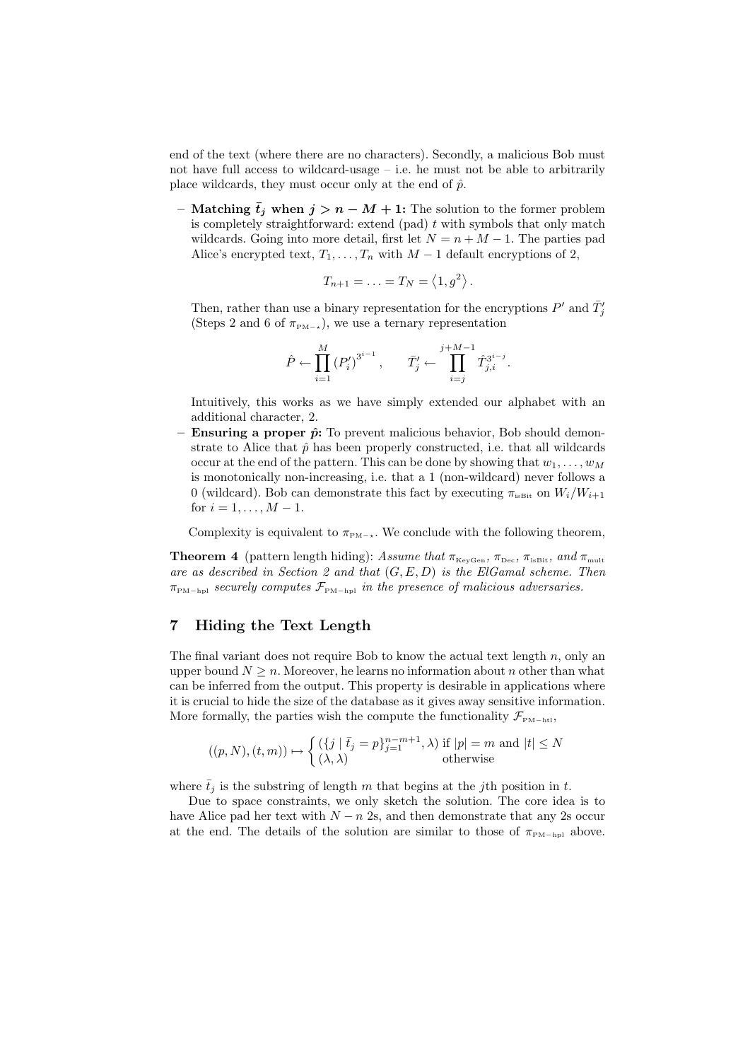end of the text (where there are no characters). Secondly, a malicious Bob must not have full access to wildcard-usage – i.e. he must not be able to arbitrarily place wildcards, they must occur only at the end of $\hat{p}$.

- **Matching $\bar{t}_j$ when $j > n - M + 1$:** The solution to the former problem is completely straightforward: extend (pad) $t$ with symbols that only match wildcards. Going into more detail, first let $N = n + M - 1$. The parties pad Alice's encrypted text, $T_1, \ldots, T_n$ with $M - 1$ default encryptions of 2,

$$T_{n+1} = \ldots = T_N = \langle 1, g^2 \rangle .$$

  Then, rather than use a binary representation for the encryptions $P'$ and $\bar{T}'_j$ (Steps 2 and 6 of $\pi_{\text{PM}-\star}$), we use a ternary representation

$$\hat{P} \leftarrow \prod_{i=1}^{M} (P'_i)^{3^{i-1}}, \qquad \bar{T}'_j \leftarrow \prod_{i=j}^{j+M-1} \hat{T}_{j,i}^{3^{i-j}} .$$

  Intuitively, this works as we have simply extended our alphabet with an additional character, 2.
- **Ensuring a proper $\hat{p}$:** To prevent malicious behavior, Bob should demonstrate to Alice that $\hat{p}$ has been properly constructed, i.e. that all wildcards occur at the end of the pattern. This can be done by showing that $w_1, \ldots, w_M$ is monotonically non-increasing, i.e. that a 1 (non-wildcard) never follows a 0 (wildcard). Bob can demonstrate this fact by executing $\pi_{\text{isBit}}$ on $W_i/W_{i+1}$ for $i = 1, \ldots, M - 1$.

Complexity is equivalent to $\pi_{\text{PM}-\star}$. We conclude with the following theorem,

**Theorem 4** (pattern length hiding): *Assume that $\pi_{\text{KeyGen}}$, $\pi_{\text{Dec}}$, $\pi_{\text{isBit}}$, and $\pi_{\text{mult}}$ are as described in Section 2 and that $(G, E, D)$ is the ElGamal scheme. Then $\pi_{\text{PM}-\text{hpl}}$ securely computes $\mathcal{F}_{\text{PM}-\text{hpl}}$ in the presence of malicious adversaries.*

## 7 Hiding the Text Length

The final variant does not require Bob to know the actual text length $n$, only an upper bound $N \geq n$. Moreover, he learns no information about $n$ other than what can be inferred from the output. This property is desirable in applications where it is crucial to hide the size of the database as it gives away sensitive information. More formally, the parties wish the compute the functionality $\mathcal{F}_{\text{PM}-\text{htl}}$,

$$((p, N), (t, m)) \mapsto \begin{cases} (\{j \mid \bar{t}_j = p\}_{j=1}^{n-m+1}, \lambda) & \text{if } |p| = m \text{ and } |t| \leq N \\ (\lambda, \lambda) & \text{otherwise} \end{cases}$$

where $\bar{t}_j$ is the substring of length $m$ that begins at the $j$th position in $t$.

Due to space constraints, we only sketch the solution. The core idea is to have Alice pad her text with $N - n$ 2s, and then demonstrate that any 2s occur at the end. The details of the solution are similar to those of $\pi_{\text{PM}-\text{hpl}}$ above.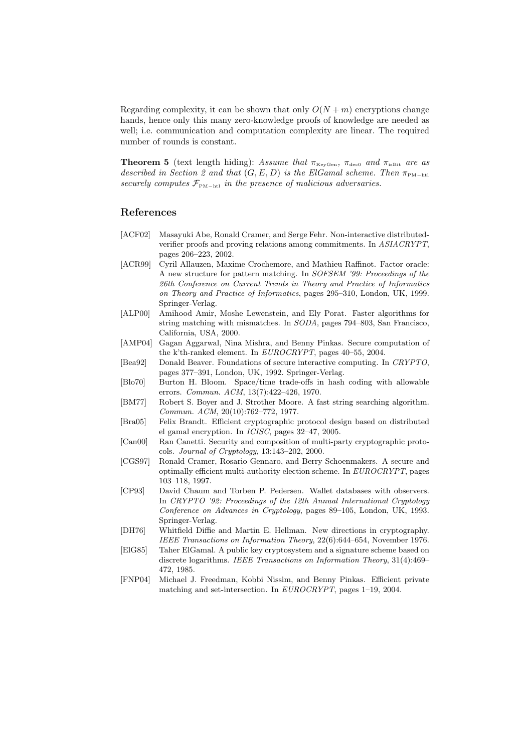Regarding complexity, it can be shown that only $O(N+m)$ encryptions change hands, hence only this many zero-knowledge proofs of knowledge are needed as well; i.e. communication and computation complexity are linear. The required number of rounds is constant.

**Theorem 5** (text length hiding): *Assume that $\pi_{\text{KeyGen}}$, $\pi_{\text{dec0}}$ and $\pi_{\text{isBit}}$ are as described in Section 2 and that $(G, E, D)$ is the ElGamal scheme. Then $\pi_{\text{PM-htl}}$ securely computes $\mathcal{F}_{\text{PM-htl}}$ in the presence of malicious adversaries.*

## References

[ACF02] Masayuki Abe, Ronald Cramer, and Serge Fehr. Non-interactive distributed-verifier proofs and proving relations among commitments. In *ASIACRYPT*, pages 206–223, 2002.

[ACR99] Cyril Allauzen, Maxime Crochemore, and Mathieu Raffinot. Factor oracle: A new structure for pattern matching. In *SOFSEM '99: Proceedings of the 26th Conference on Current Trends in Theory and Practice of Informatics on Theory and Practice of Informatics*, pages 295–310, London, UK, 1999. Springer-Verlag.

[ALP00] Amihood Amir, Moshe Lewenstein, and Ely Porat. Faster algorithms for string matching with mismatches. In *SODA*, pages 794–803, San Francisco, California, USA, 2000.

[AMP04] Gagan Aggarwal, Nina Mishra, and Benny Pinkas. Secure computation of the k'th-ranked element. In *EUROCRYPT*, pages 40–55, 2004.

[Bea92] Donald Beaver. Foundations of secure interactive computing. In *CRYPTO*, pages 377–391, London, UK, 1992. Springer-Verlag.

[Blo70] Burton H. Bloom. Space/time trade-offs in hash coding with allowable errors. *Commun. ACM*, 13(7):422–426, 1970.

[BM77] Robert S. Boyer and J. Strother Moore. A fast string searching algorithm. *Commun. ACM*, 20(10):762–772, 1977.

[Bra05] Felix Brandt. Efficient cryptographic protocol design based on distributed el gamal encryption. In *ICISC*, pages 32–47, 2005.

[Can00] Ran Canetti. Security and composition of multi-party cryptographic protocols. *Journal of Cryptology*, 13:143–202, 2000.

[CGS97] Ronald Cramer, Rosario Gennaro, and Berry Schoenmakers. A secure and optimally efficient multi-authority election scheme. In *EUROCRYPT*, pages 103–118, 1997.

[CP93] David Chaum and Torben P. Pedersen. Wallet databases with observers. In *CRYPTO '92: Proceedings of the 12th Annual International Cryptology Conference on Advances in Cryptology*, pages 89–105, London, UK, 1993. Springer-Verlag.

[DH76] Whitfield Diffie and Martin E. Hellman. New directions in cryptography. *IEEE Transactions on Information Theory*, 22(6):644–654, November 1976.

[ElG85] Taher ElGamal. A public key cryptosystem and a signature scheme based on discrete logarithms. *IEEE Transactions on Information Theory*, 31(4):469–472, 1985.

[FNP04] Michael J. Freedman, Kobbi Nissim, and Benny Pinkas. Efficient private matching and set-intersection. In *EUROCRYPT*, pages 1–19, 2004.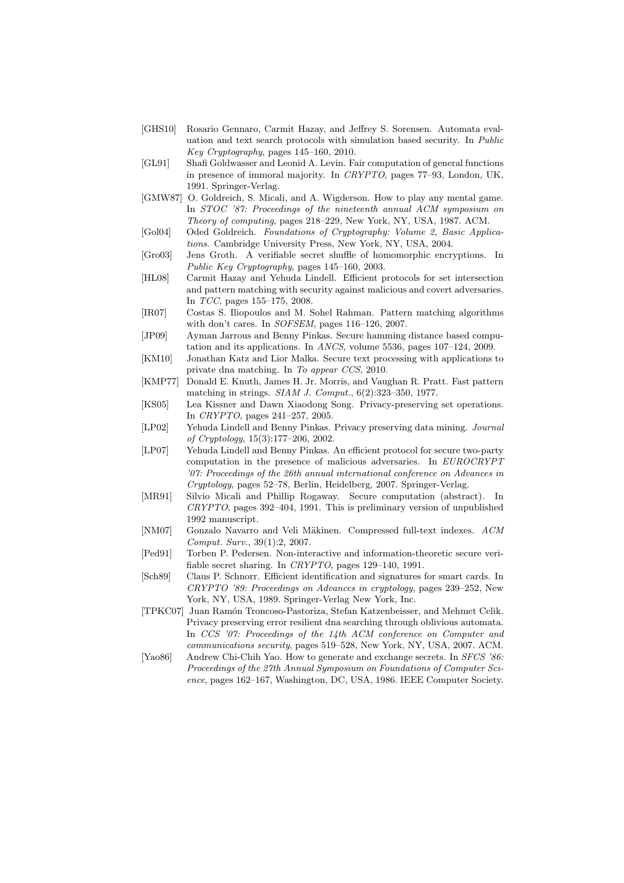- [GHS10] Rosario Gennaro, Carmit Hazay, and Jeffrey S. Sorensen. Automata evaluation and text search protocols with simulation based security. In *Public Key Cryptography*, pages 145–160, 2010.
- [GL91] Shafi Goldwasser and Leonid A. Levin. Fair computation of general functions in presence of immoral majority. In *CRYPTO*, pages 77–93, London, UK, 1991. Springer-Verlag.
- [GMW87] O. Goldreich, S. Micali, and A. Wigderson. How to play any mental game. In *STOC '87: Proceedings of the nineteenth annual ACM symposium on Theory of computing*, pages 218–229, New York, NY, USA, 1987. ACM.
- [Gol04] Oded Goldreich. *Foundations of Cryptography: Volume 2, Basic Applications*. Cambridge University Press, New York, NY, USA, 2004.
- [Gro03] Jens Groth. A verifiable secret shuffle of homomorphic encryptions. In *Public Key Cryptography*, pages 145–160, 2003.
- [HL08] Carmit Hazay and Yehuda Lindell. Efficient protocols for set intersection and pattern matching with security against malicious and covert adversaries. In *TCC*, pages 155–175, 2008.
- [IR07] Costas S. Iliopoulos and M. Sohel Rahman. Pattern matching algorithms with don't cares. In *SOFSEM*, pages 116–126, 2007.
- [JP09] Ayman Jarrous and Benny Pinkas. Secure hamming distance based computation and its applications. In *ANCS*, volume 5536, pages 107–124, 2009.
- [KM10] Jonathan Katz and Lior Malka. Secure text processing with applications to private dna matching. In *To appear CCS*, 2010.
- [KMP77] Donald E. Knuth, James H. Jr. Morris, and Vaughan R. Pratt. Fast pattern matching in strings. *SIAM J. Comput.*, 6(2):323–350, 1977.
- [KS05] Lea Kissner and Dawn Xiaodong Song. Privacy-preserving set operations. In *CRYPTO*, pages 241–257, 2005.
- [LP02] Yehuda Lindell and Benny Pinkas. Privacy preserving data mining. *Journal of Cryptology*, 15(3):177–206, 2002.
- [LP07] Yehuda Lindell and Benny Pinkas. An efficient protocol for secure two-party computation in the presence of malicious adversaries. In *EUROCRYPT '07: Proceedings of the 26th annual international conference on Advances in Cryptology*, pages 52–78, Berlin, Heidelberg, 2007. Springer-Verlag.
- [MR91] Silvio Micali and Phillip Rogaway. Secure computation (abstract). In *CRYPTO*, pages 392–404, 1991. This is preliminary version of unpublished 1992 manuscript.
- [NM07] Gonzalo Navarro and Veli Mäkinen. Compressed full-text indexes. *ACM Comput. Surv.*, 39(1):2, 2007.
- [Ped91] Torben P. Pedersen. Non-interactive and information-theoretic secure verifiable secret sharing. In *CRYPTO*, pages 129–140, 1991.
- [Sch89] Claus P. Schnorr. Efficient identification and signatures for smart cards. In *CRYPTO '89: Proceedings on Advances in cryptology*, pages 239–252, New York, NY, USA, 1989. Springer-Verlag New York, Inc.
- [TPKC07] Juan Ramón Troncoso-Pastoriza, Stefan Katzenbeisser, and Mehmet Celik. Privacy preserving error resilient dna searching through oblivious automata. In *CCS '07: Proceedings of the 14th ACM conference on Computer and communications security*, pages 519–528, New York, NY, USA, 2007. ACM.
- [Yao86] Andrew Chi-Chih Yao. How to generate and exchange secrets. In *SFCS '86: Proceedings of the 27th Annual Symposium on Foundations of Computer Science*, pages 162–167, Washington, DC, USA, 1986. IEEE Computer Society.